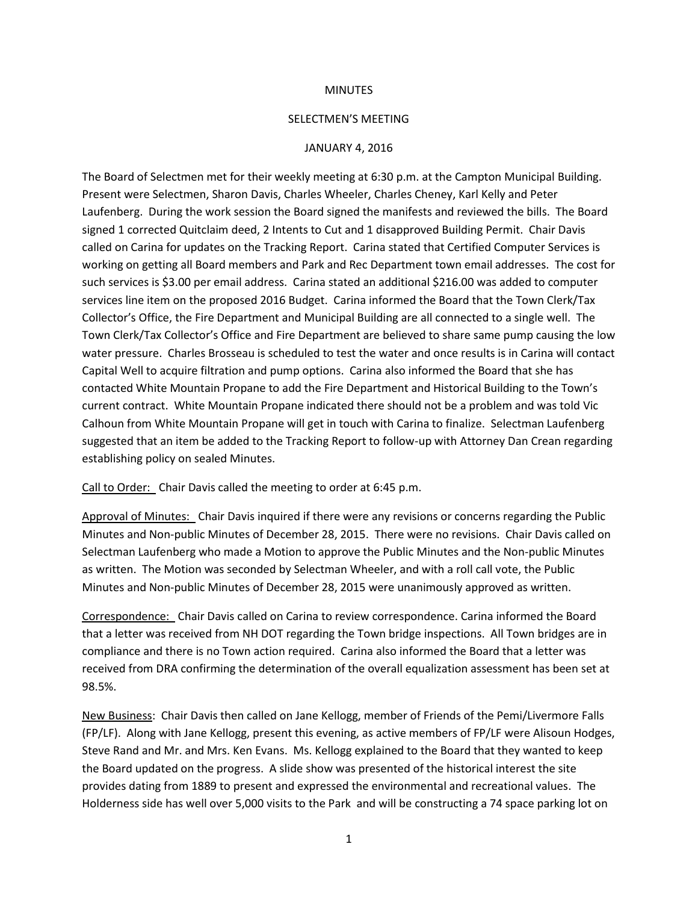MINUTES

SELECTMEN'S MEETING

JANUARY 4, 2016

The Board of Selectmen met for their weekly meeting at 6:30 p.m. at the Campton Municipal Building. Present were Selectmen, Sharon Davis, Charles Wheeler, Charles Cheney, Karl Kelly and Peter Laufenberg. During the work session the Board signed the manifests and reviewed the bills. The Board signed 1 corrected Quitclaim deed, 2 Intents to Cut and 1 disapproved Building Permit. Chair Davis called on Carina for updates on the Tracking Report. Carina stated that Certified Computer Services is working on getting all Board members and Park and Rec Department town email addresses. The cost for such services is $3.00 per email address. Carina stated an additional $216.00 was added to computer services line item on the proposed 2016 Budget. Carina informed the Board that the Town Clerk/Tax Collector's Office, the Fire Department and Municipal Building are all connected to a single well. The Town Clerk/Tax Collector's Office and Fire Department are believed to share same pump causing the low water pressure. Charles Brosseau is scheduled to test the water and once results is in Carina will contact Capital Well to acquire filtration and pump options. Carina also informed the Board that she has contacted White Mountain Propane to add the Fire Department and Historical Building to the Town's current contract. White Mountain Propane indicated there should not be a problem and was told Vic Calhoun from White Mountain Propane will get in touch with Carina to finalize. Selectman Laufenberg suggested that an item be added to the Tracking Report to follow-up with Attorney Dan Crean regarding establishing policy on sealed Minutes.

Call to Order: Chair Davis called the meeting to order at 6:45 p.m.

Approval of Minutes: Chair Davis inquired if there were any revisions or concerns regarding the Public Minutes and Non-public Minutes of December 28, 2015. There were no revisions. Chair Davis called on Selectman Laufenberg who made a Motion to approve the Public Minutes and the Non-public Minutes as written. The Motion was seconded by Selectman Wheeler, and with a roll call vote, the Public Minutes and Non-public Minutes of December 28, 2015 were unanimously approved as written.

Correspondence: Chair Davis called on Carina to review correspondence. Carina informed the Board that a letter was received from NH DOT regarding the Town bridge inspections. All Town bridges are in compliance and there is no Town action required. Carina also informed the Board that a letter was received from DRA confirming the determination of the overall equalization assessment has been set at 98.5%.

New Business: Chair Davis then called on Jane Kellogg, member of Friends of the Pemi/Livermore Falls (FP/LF). Along with Jane Kellogg, present this evening, as active members of FP/LF were Alisoun Hodges, Steve Rand and Mr. and Mrs. Ken Evans. Ms. Kellogg explained to the Board that they wanted to keep the Board updated on the progress. A slide show was presented of the historical interest the site provides dating from 1889 to present and expressed the environmental and recreational values. The Holderness side has well over 5,000 visits to the Park and will be constructing a 74 space parking lot on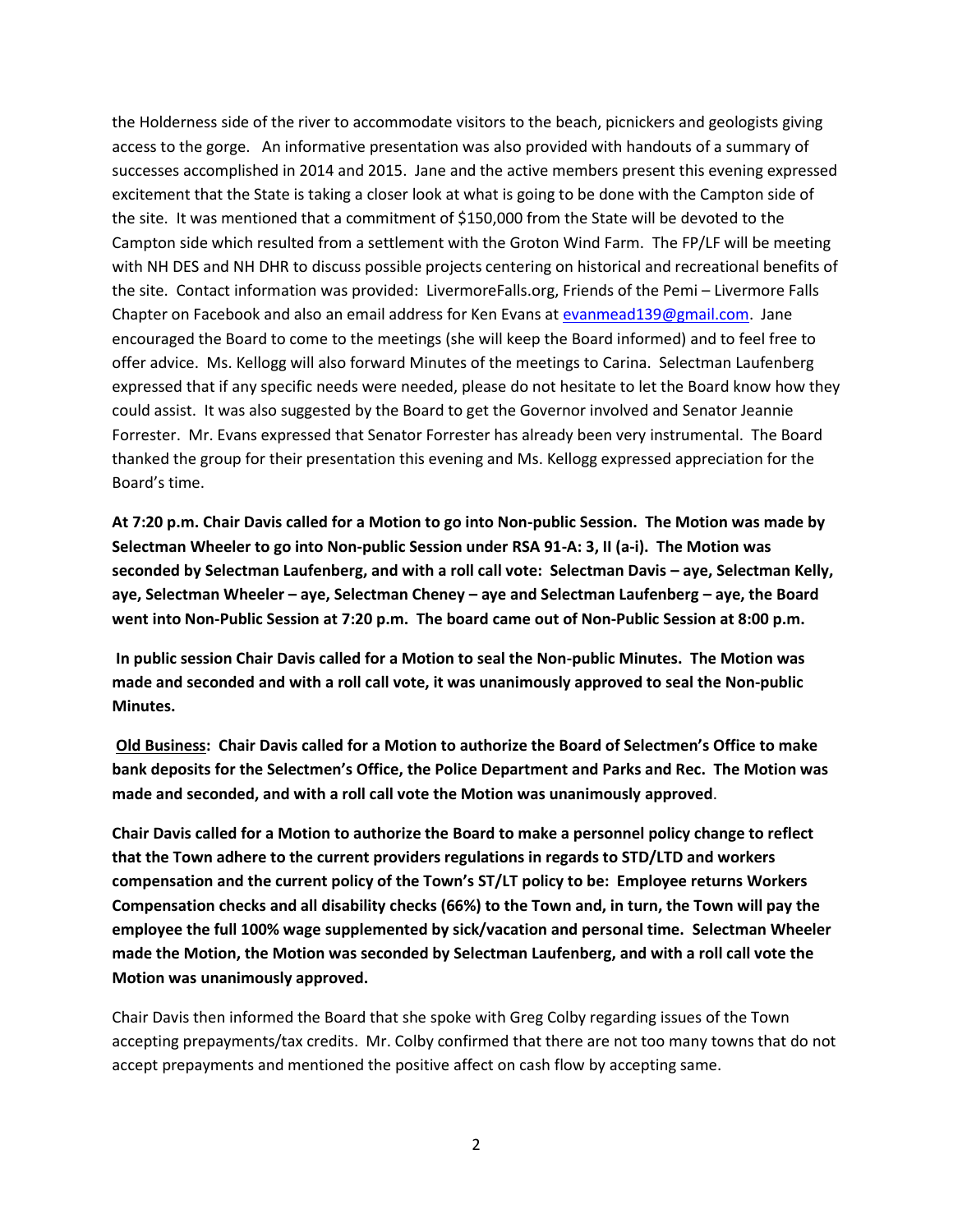the Holderness side of the river to accommodate visitors to the beach, picnickers and geologists giving access to the gorge. An informative presentation was also provided with handouts of a summary of successes accomplished in 2014 and 2015. Jane and the active members present this evening expressed excitement that the State is taking a closer look at what is going to be done with the Campton side of the site. It was mentioned that a commitment of $150,000 from the State will be devoted to the Campton side which resulted from a settlement with the Groton Wind Farm. The FP/LF will be meeting with NH DES and NH DHR to discuss possible projects centering on historical and recreational benefits of the site. Contact information was provided: LivermoreFalls.org, Friends of the Pemi – Livermore Falls Chapter on Facebook and also an email address for Ken Evans at evanmead139@gmail.com. Jane encouraged the Board to come to the meetings (she will keep the Board informed) and to feel free to offer advice. Ms. Kellogg will also forward Minutes of the meetings to Carina. Selectman Laufenberg expressed that if any specific needs were needed, please do not hesitate to let the Board know how they could assist. It was also suggested by the Board to get the Governor involved and Senator Jeannie Forrester. Mr. Evans expressed that Senator Forrester has already been very instrumental. The Board thanked the group for their presentation this evening and Ms. Kellogg expressed appreciation for the Board's time.

**At 7:20 p.m. Chair Davis called for a Motion to go into Non-public Session. The Motion was made by Selectman Wheeler to go into Non-public Session under RSA 91-A: 3, II (a-i). The Motion was seconded by Selectman Laufenberg, and with a roll call vote: Selectman Davis – aye, Selectman Kelly, aye, Selectman Wheeler – aye, Selectman Cheney – aye and Selectman Laufenberg – aye, the Board went into Non-Public Session at 7:20 p.m. The board came out of Non-Public Session at 8:00 p.m.**

**In public session Chair Davis called for a Motion to seal the Non-public Minutes. The Motion was made and seconded and with a roll call vote, it was unanimously approved to seal the Non-public Minutes.**

**<u>Old Business</u>: Chair Davis called for a Motion to authorize the Board of Selectmen's Office to make bank deposits for the Selectmen's Office, the Police Department and Parks and Rec. The Motion was made and seconded, and with a roll call vote the Motion was unanimously approved**.

**Chair Davis called for a Motion to authorize the Board to make a personnel policy change to reflect that the Town adhere to the current providers regulations in regards to STD/LTD and workers compensation and the current policy of the Town's ST/LT policy to be: Employee returns Workers Compensation checks and all disability checks (66%) to the Town and, in turn, the Town will pay the employee the full 100% wage supplemented by sick/vacation and personal time. Selectman Wheeler made the Motion, the Motion was seconded by Selectman Laufenberg, and with a roll call vote the Motion was unanimously approved.**

Chair Davis then informed the Board that she spoke with Greg Colby regarding issues of the Town accepting prepayments/tax credits. Mr. Colby confirmed that there are not too many towns that do not accept prepayments and mentioned the positive affect on cash flow by accepting same.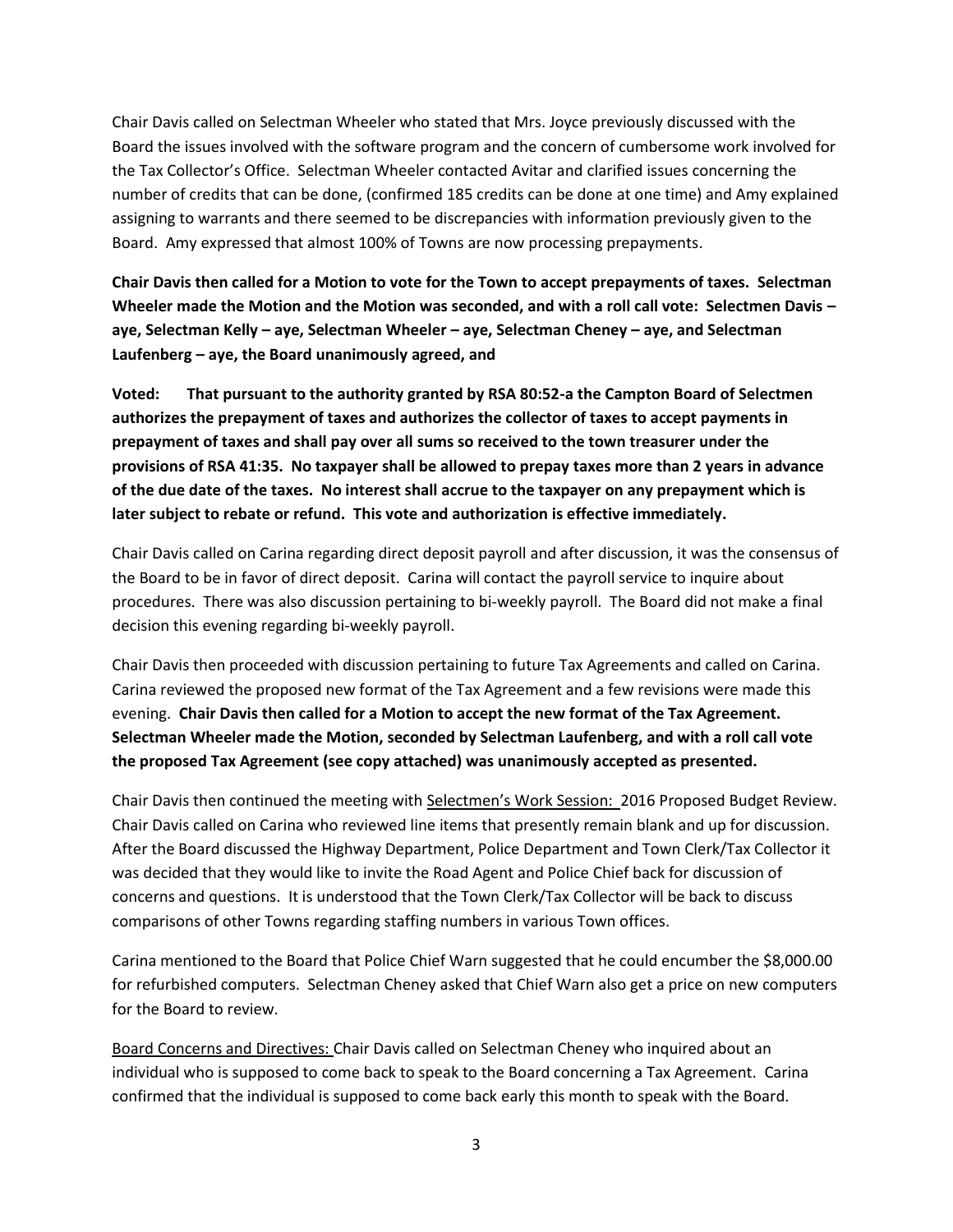Chair Davis called on Selectman Wheeler who stated that Mrs. Joyce previously discussed with the Board the issues involved with the software program and the concern of cumbersome work involved for the Tax Collector's Office. Selectman Wheeler contacted Avitar and clarified issues concerning the number of credits that can be done, (confirmed 185 credits can be done at one time) and Amy explained assigning to warrants and there seemed to be discrepancies with information previously given to the Board. Amy expressed that almost 100% of Towns are now processing prepayments.

**Chair Davis then called for a Motion to vote for the Town to accept prepayments of taxes. Selectman Wheeler made the Motion and the Motion was seconded, and with a roll call vote: Selectmen Davis – aye, Selectman Kelly – aye, Selectman Wheeler – aye, Selectman Cheney – aye, and Selectman Laufenberg – aye, the Board unanimously agreed, and**

**Voted: That pursuant to the authority granted by RSA 80:52-a the Campton Board of Selectmen authorizes the prepayment of taxes and authorizes the collector of taxes to accept payments in prepayment of taxes and shall pay over all sums so received to the town treasurer under the provisions of RSA 41:35. No taxpayer shall be allowed to prepay taxes more than 2 years in advance of the due date of the taxes. No interest shall accrue to the taxpayer on any prepayment which is later subject to rebate or refund. This vote and authorization is effective immediately.**

Chair Davis called on Carina regarding direct deposit payroll and after discussion, it was the consensus of the Board to be in favor of direct deposit. Carina will contact the payroll service to inquire about procedures. There was also discussion pertaining to bi-weekly payroll. The Board did not make a final decision this evening regarding bi-weekly payroll.

Chair Davis then proceeded with discussion pertaining to future Tax Agreements and called on Carina. Carina reviewed the proposed new format of the Tax Agreement and a few revisions were made this evening. **Chair Davis then called for a Motion to accept the new format of the Tax Agreement. Selectman Wheeler made the Motion, seconded by Selectman Laufenberg, and with a roll call vote the proposed Tax Agreement (see copy attached) was unanimously accepted as presented.**

Chair Davis then continued the meeting with <u>Selectmen's Work Session:</u> 2016 Proposed Budget Review. Chair Davis called on Carina who reviewed line items that presently remain blank and up for discussion. After the Board discussed the Highway Department, Police Department and Town Clerk/Tax Collector it was decided that they would like to invite the Road Agent and Police Chief back for discussion of concerns and questions. It is understood that the Town Clerk/Tax Collector will be back to discuss comparisons of other Towns regarding staffing numbers in various Town offices.

Carina mentioned to the Board that Police Chief Warn suggested that he could encumber the $8,000.00 for refurbished computers. Selectman Cheney asked that Chief Warn also get a price on new computers for the Board to review.

<u>Board Concerns and Directives:</u> Chair Davis called on Selectman Cheney who inquired about an individual who is supposed to come back to speak to the Board concerning a Tax Agreement. Carina confirmed that the individual is supposed to come back early this month to speak with the Board.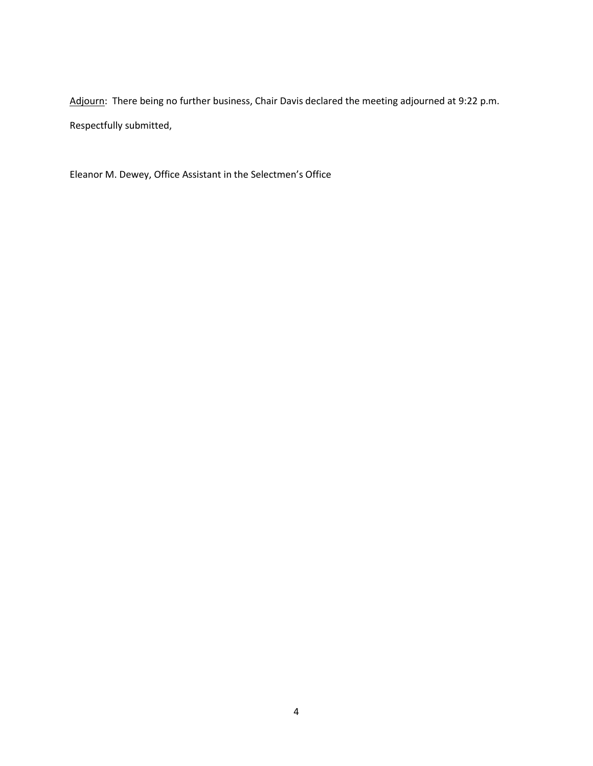<u>Adjourn</u>: There being no further business, Chair Davis declared the meeting adjourned at 9:22 p.m.

Respectfully submitted,

Eleanor M. Dewey, Office Assistant in the Selectmen's Office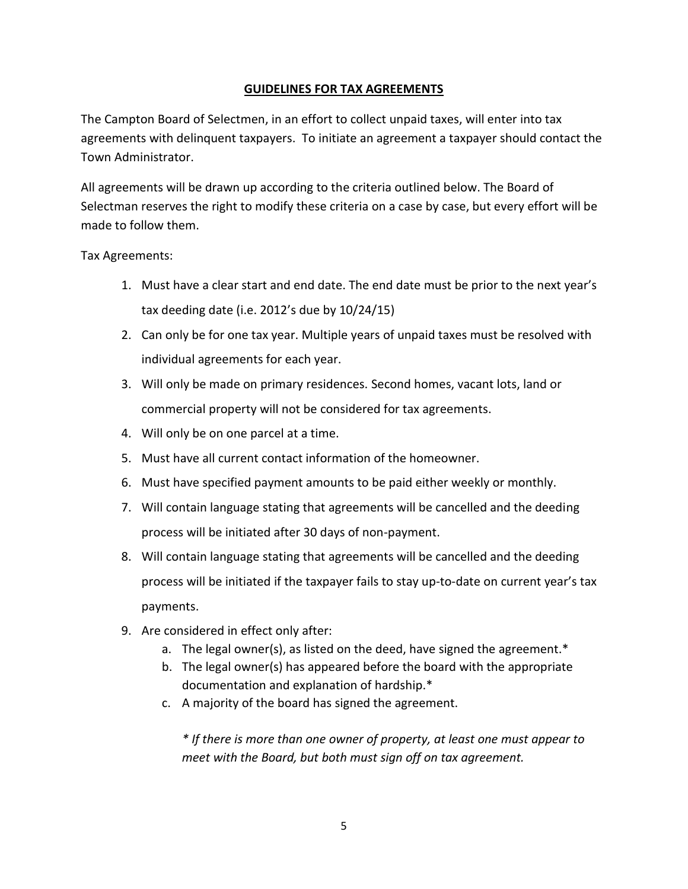## GUIDELINES FOR TAX AGREEMENTS

The Campton Board of Selectmen, in an effort to collect unpaid taxes, will enter into tax agreements with delinquent taxpayers. To initiate an agreement a taxpayer should contact the Town Administrator.

All agreements will be drawn up according to the criteria outlined below. The Board of Selectman reserves the right to modify these criteria on a case by case, but every effort will be made to follow them.

Tax Agreements:

1. Must have a clear start and end date. The end date must be prior to the next year's tax deeding date (i.e. 2012's due by 10/24/15)
2. Can only be for one tax year. Multiple years of unpaid taxes must be resolved with individual agreements for each year.
3. Will only be made on primary residences. Second homes, vacant lots, land or commercial property will not be considered for tax agreements.
4. Will only be on one parcel at a time.
5. Must have all current contact information of the homeowner.
6. Must have specified payment amounts to be paid either weekly or monthly.
7. Will contain language stating that agreements will be cancelled and the deeding process will be initiated after 30 days of non-payment.
8. Will contain language stating that agreements will be cancelled and the deeding process will be initiated if the taxpayer fails to stay up-to-date on current year's tax payments.
9. Are considered in effect only after:
   a. The legal owner(s), as listed on the deed, have signed the agreement.*
   b. The legal owner(s) has appeared before the board with the appropriate documentation and explanation of hardship.*
   c. A majority of the board has signed the agreement.

   *\* If there is more than one owner of property, at least one must appear to meet with the Board, but both must sign off on tax agreement.*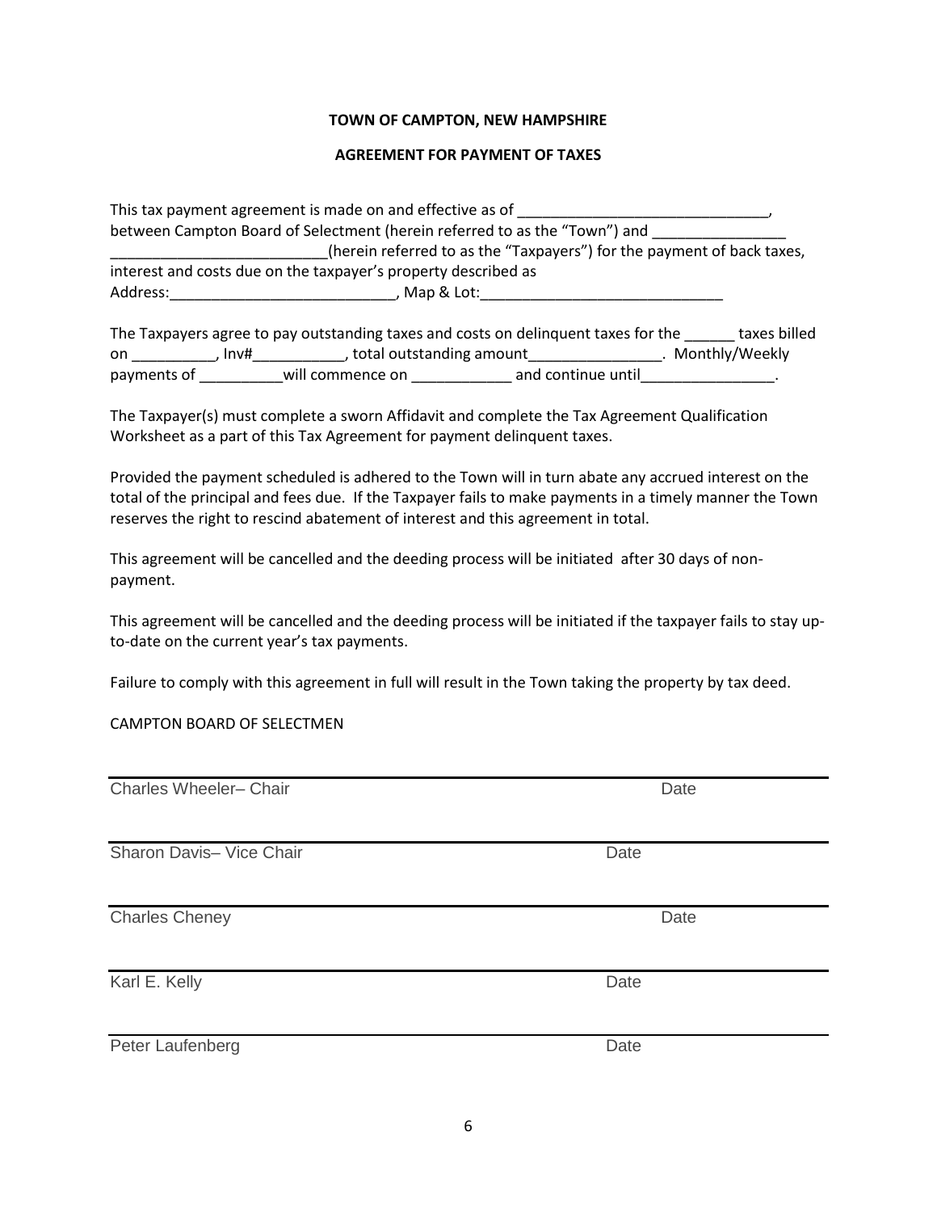**TOWN OF CAMPTON, NEW HAMPSHIRE**

**AGREEMENT FOR PAYMENT OF TAXES**

This tax payment agreement is made on and effective as of _______________________________, between Campton Board of Selectment (herein referred to as the "Town") and ________________ __________________________(herein referred to as the "Taxpayers") for the payment of back taxes, interest and costs due on the taxpayer's property described as Address:___________________________, Map & Lot:_____________________________

The Taxpayers agree to pay outstanding taxes and costs on delinquent taxes for the ______ taxes billed on __________, Inv#___________, total outstanding amount________________. Monthly/Weekly payments of __________will commence on ____________ and continue until________________.

The Taxpayer(s) must complete a sworn Affidavit and complete the Tax Agreement Qualification Worksheet as a part of this Tax Agreement for payment delinquent taxes.

Provided the payment scheduled is adhered to the Town will in turn abate any accrued interest on the total of the principal and fees due. If the Taxpayer fails to make payments in a timely manner the Town reserves the right to rescind abatement of interest and this agreement in total.

This agreement will be cancelled and the deeding process will be initiated after 30 days of non-payment.

This agreement will be cancelled and the deeding process will be initiated if the taxpayer fails to stay up-to-date on the current year's tax payments.

Failure to comply with this agreement in full will result in the Town taking the property by tax deed.

CAMPTON BOARD OF SELECTMEN

_______________________________________________
Charles Wheeler– Chair                                        Date

_______________________________________________
Sharon Davis– Vice Chair                                      Date

_______________________________________________
Charles Cheney                                                Date

_______________________________________________
Karl E. Kelly                                                 Date

_______________________________________________
Peter Laufenberg                                              Date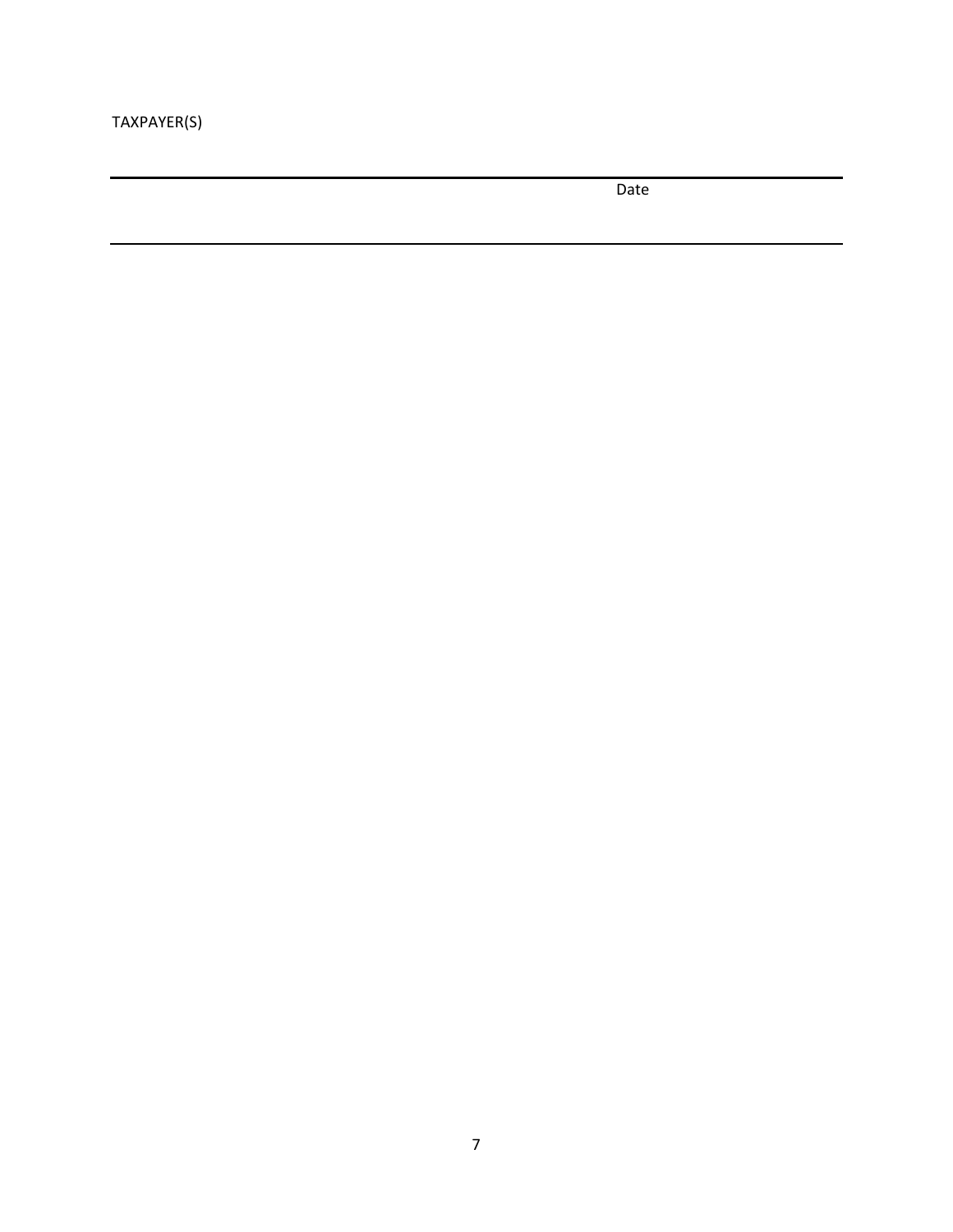TAXPAYER(S)

______________________________________________________________________

Date

______________________________________________________________________